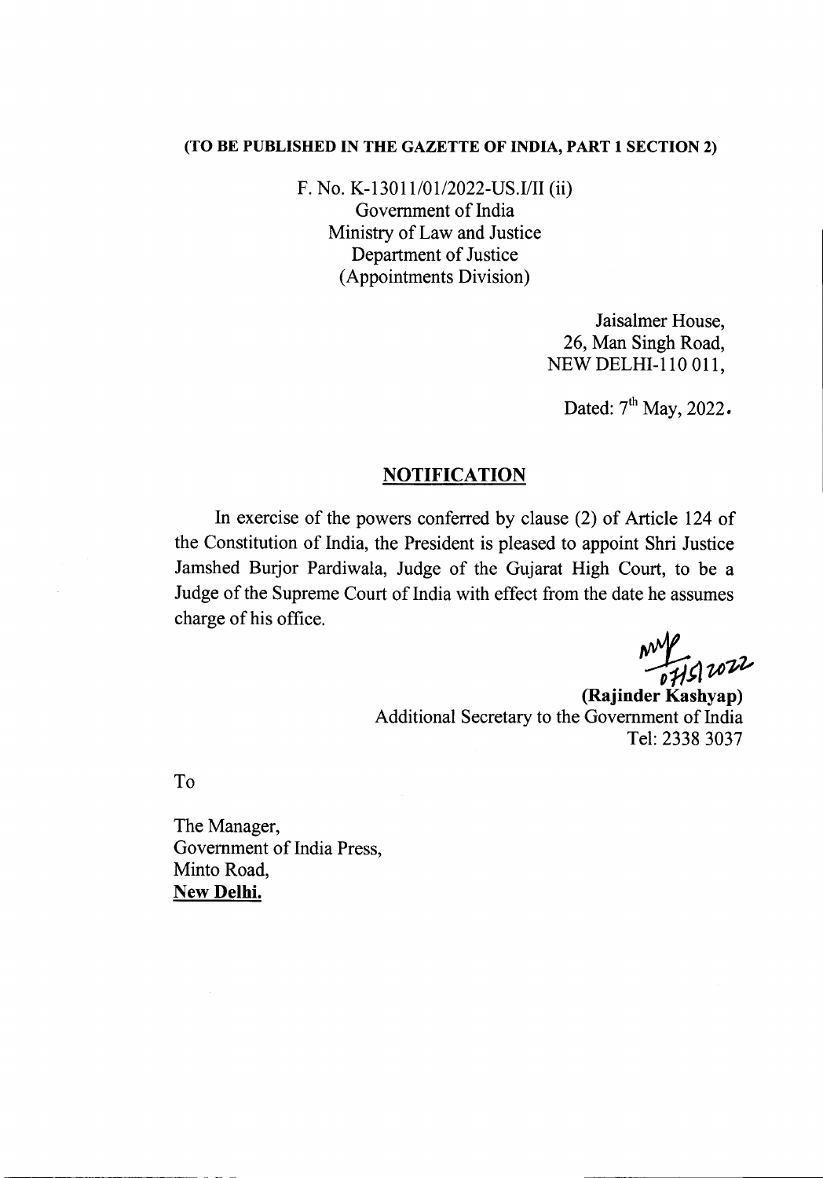**(TO BE PUBLISHED IN THE GAZETTE OF INDIA, PART 1 SECTION 2)**

F. No. K-13011/01/2022-US.I/II (ii)
Government of India
Ministry of Law and Justice
Department of Justice
(Appointments Division)

Jaisalmer House,
26, Man Singh Road,
NEW DELHI-110 011,

Dated: 7th May, 2022.

## NOTIFICATION

In exercise of the powers conferred by clause (2) of Article 124 of the Constitution of India, the President is pleased to appoint Shri Justice Jamshed Burjor Pardiwala, Judge of the Gujarat High Court, to be a Judge of the Supreme Court of India with effect from the date he assumes charge of his office.

07/5/2022

**(Rajinder Kashyap)**
Additional Secretary to the Government of India
Tel: 2338 3037

To

The Manager,
Government of India Press,
Minto Road,
**New Delhi.**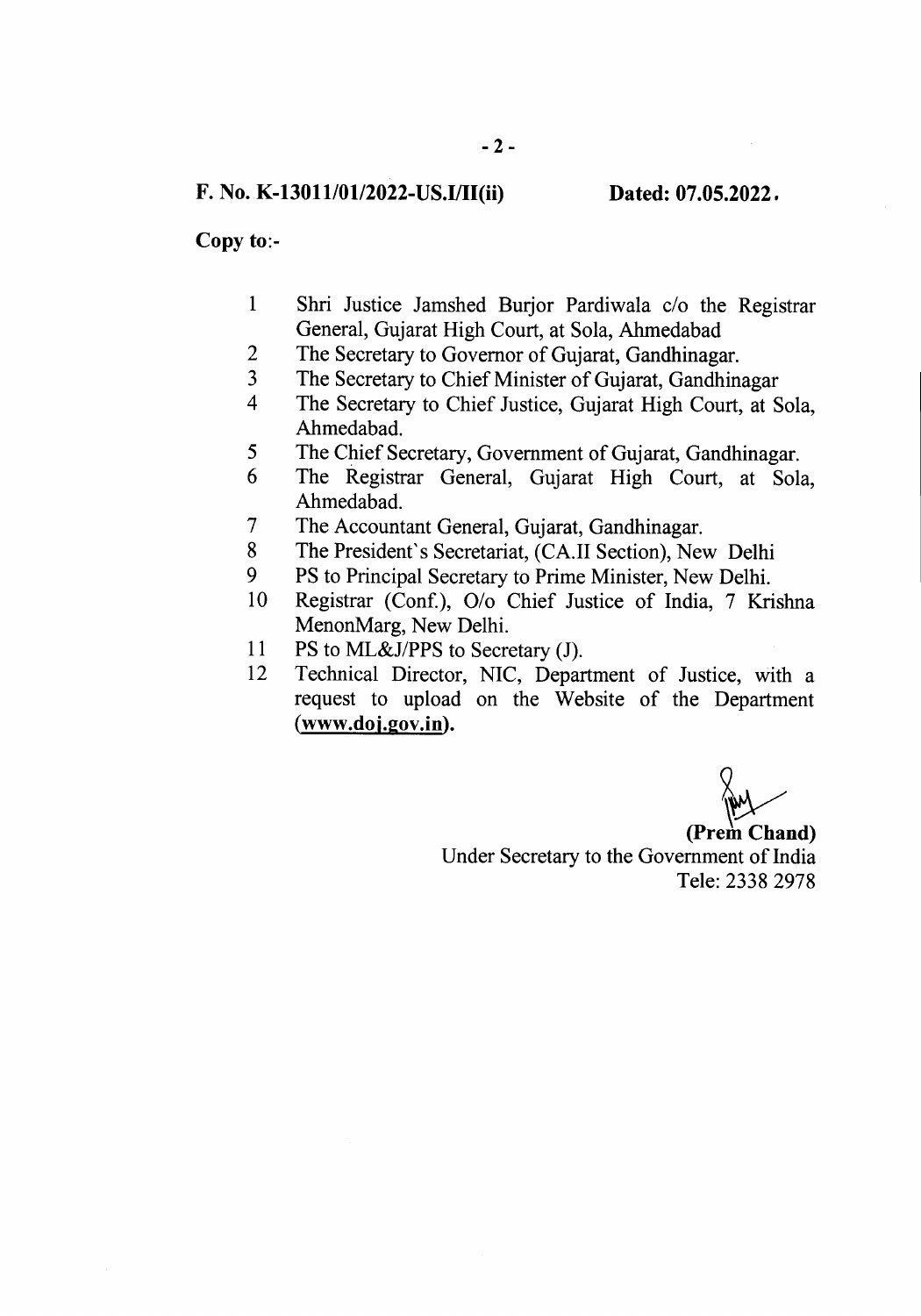**F. No. K-13011/01/2022-US.I/II(ii)** **Dated: 07.05.2022.**

**Copy to**:-

1. Shri Justice Jamshed Burjor Pardiwala c/o the Registrar General, Gujarat High Court, at Sola, Ahmedabad
2. The Secretary to Governor of Gujarat, Gandhinagar.
3. The Secretary to Chief Minister of Gujarat, Gandhinagar
4. The Secretary to Chief Justice, Gujarat High Court, at Sola, Ahmedabad.
5. The Chief Secretary, Government of Gujarat, Gandhinagar.
6. The Registrar General, Gujarat High Court, at Sola, Ahmedabad.
7. The Accountant General, Gujarat, Gandhinagar.
8. The President's Secretariat, (CA.II Section), New Delhi
9. PS to Principal Secretary to Prime Minister, New Delhi.
10. Registrar (Conf.), O/o Chief Justice of India, 7 Krishna MenonMarg, New Delhi.
11. PS to ML&J/PPS to Secretary (J).
12. Technical Director, NIC, Department of Justice, with a request to upload on the Website of the Department (**www.doj.gov.in**).

**(Prem Chand)**
Under Secretary to the Government of India
Tele: 2338 2978